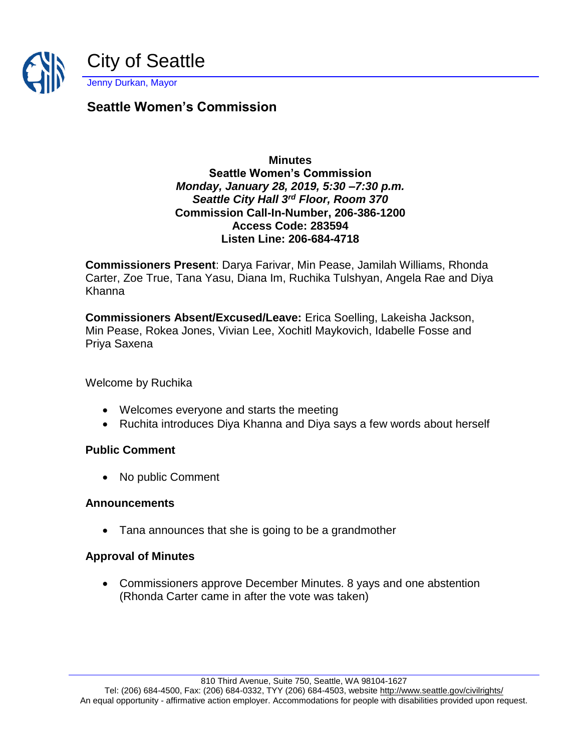# City of Seattle

Jenny Durkan, Mayor

## Seattle Women's Commission

**Minutes**
**Seattle Women's Commission**
***Monday, January 28, 2019, 5:30 –7:30 p.m.***
***Seattle City Hall 3rd Floor, Room 370***
**Commission Call-In-Number, 206-386-1200**
**Access Code: 283594**
**Listen Line: 206-684-4718**

**Commissioners Present**: Darya Farivar, Min Pease, Jamilah Williams, Rhonda Carter, Zoe True, Tana Yasu, Diana Im, Ruchika Tulshyan, Angela Rae and Diya Khanna

**Commissioners Absent/Excused/Leave:** Erica Soelling, Lakeisha Jackson, Min Pease, Rokea Jones, Vivian Lee, Xochitl Maykovich, Idabelle Fosse and Priya Saxena

Welcome by Ruchika

- Welcomes everyone and starts the meeting
- Ruchita introduces Diya Khanna and Diya says a few words about herself

### Public Comment

- No public Comment

### Announcements

- Tana announces that she is going to be a grandmother

### Approval of Minutes

- Commissioners approve December Minutes. 8 yays and one abstention (Rhonda Carter came in after the vote was taken)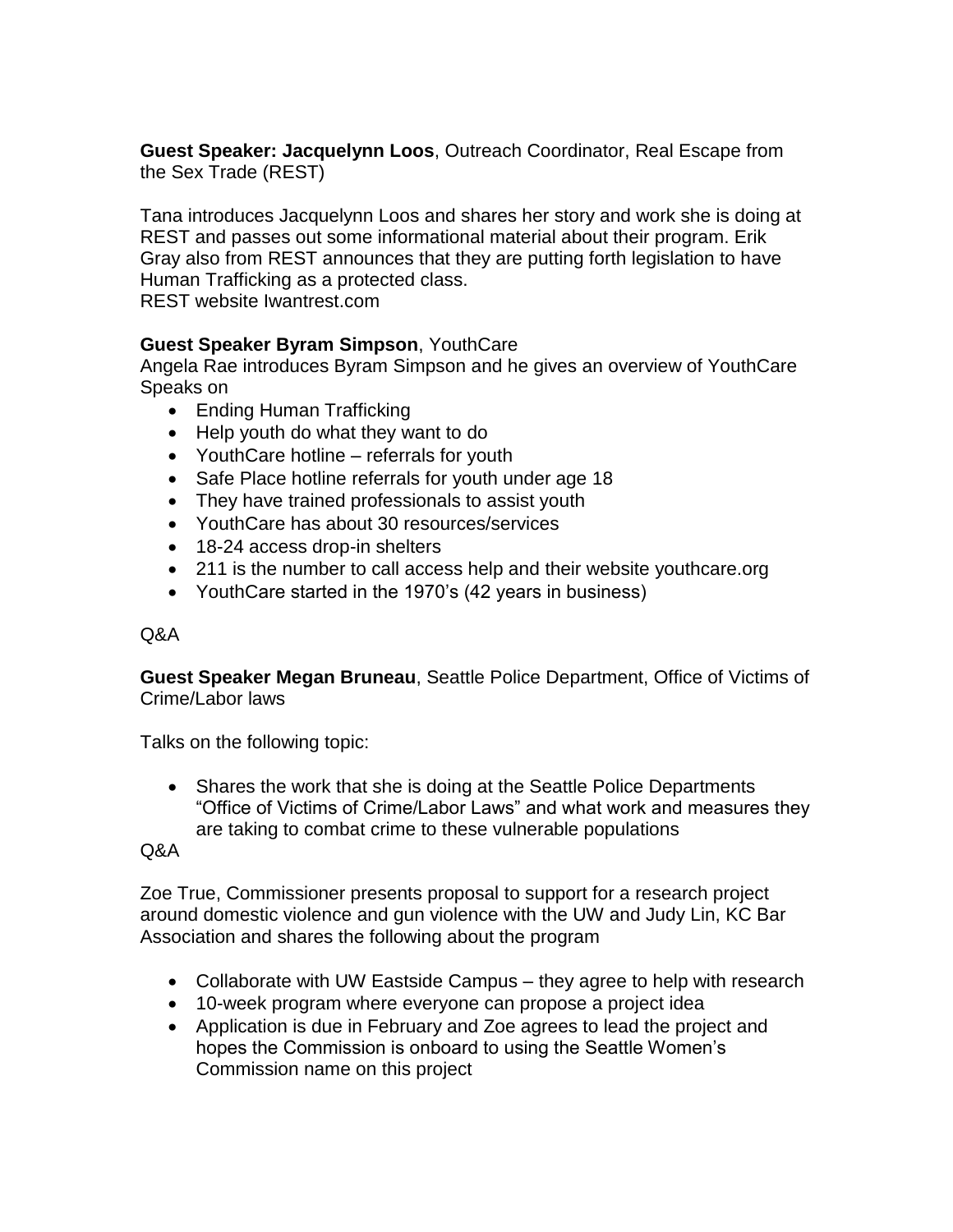**Guest Speaker: Jacquelynn Loos**, Outreach Coordinator, Real Escape from the Sex Trade (REST)

Tana introduces Jacquelynn Loos and shares her story and work she is doing at REST and passes out some informational material about their program. Erik Gray also from REST announces that they are putting forth legislation to have Human Trafficking as a protected class.
REST website Iwantrest.com

**Guest Speaker Byram Simpson**, YouthCare
Angela Rae introduces Byram Simpson and he gives an overview of YouthCare Speaks on

- Ending Human Trafficking
- Help youth do what they want to do
- YouthCare hotline – referrals for youth
- Safe Place hotline referrals for youth under age 18
- They have trained professionals to assist youth
- YouthCare has about 30 resources/services
- 18-24 access drop-in shelters
- 211 is the number to call access help and their website youthcare.org
- YouthCare started in the 1970's (42 years in business)

Q&A

**Guest Speaker Megan Bruneau**, Seattle Police Department, Office of Victims of Crime/Labor laws

Talks on the following topic:

- Shares the work that she is doing at the Seattle Police Departments "Office of Victims of Crime/Labor Laws" and what work and measures they are taking to combat crime to these vulnerable populations

Q&A

Zoe True, Commissioner presents proposal to support for a research project around domestic violence and gun violence with the UW and Judy Lin, KC Bar Association and shares the following about the program

- Collaborate with UW Eastside Campus – they agree to help with research
- 10-week program where everyone can propose a project idea
- Application is due in February and Zoe agrees to lead the project and hopes the Commission is onboard to using the Seattle Women's Commission name on this project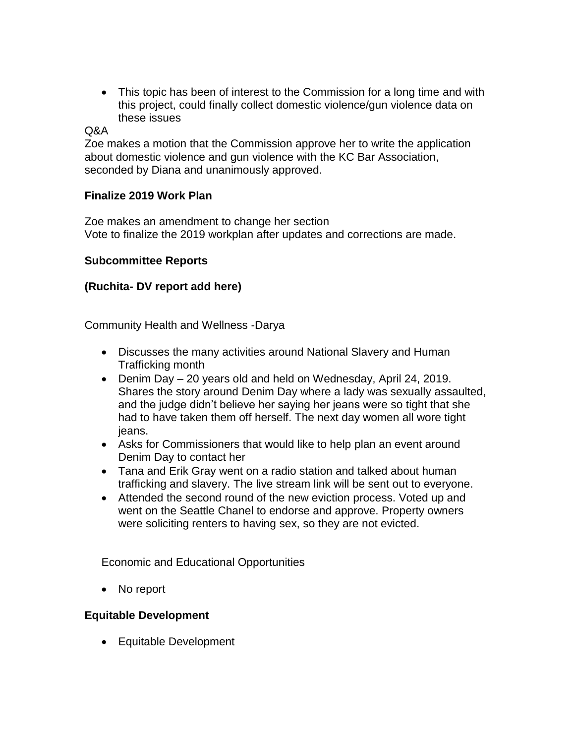- This topic has been of interest to the Commission for a long time and with this project, could finally collect domestic violence/gun violence data on these issues

Q&A

Zoe makes a motion that the Commission approve her to write the application about domestic violence and gun violence with the KC Bar Association, seconded by Diana and unanimously approved.

**Finalize 2019 Work Plan**

Zoe makes an amendment to change her section
Vote to finalize the 2019 workplan after updates and corrections are made.

**Subcommittee Reports**

**(Ruchita- DV report add here)**

Community Health and Wellness -Darya

- Discusses the many activities around National Slavery and Human Trafficking month
- Denim Day – 20 years old and held on Wednesday, April 24, 2019. Shares the story around Denim Day where a lady was sexually assaulted, and the judge didn't believe her saying her jeans were so tight that she had to have taken them off herself. The next day women all wore tight jeans.
- Asks for Commissioners that would like to help plan an event around Denim Day to contact her
- Tana and Erik Gray went on a radio station and talked about human trafficking and slavery. The live stream link will be sent out to everyone.
- Attended the second round of the new eviction process. Voted up and went on the Seattle Chanel to endorse and approve. Property owners were soliciting renters to having sex, so they are not evicted.

Economic and Educational Opportunities

- No report

**Equitable Development**

- Equitable Development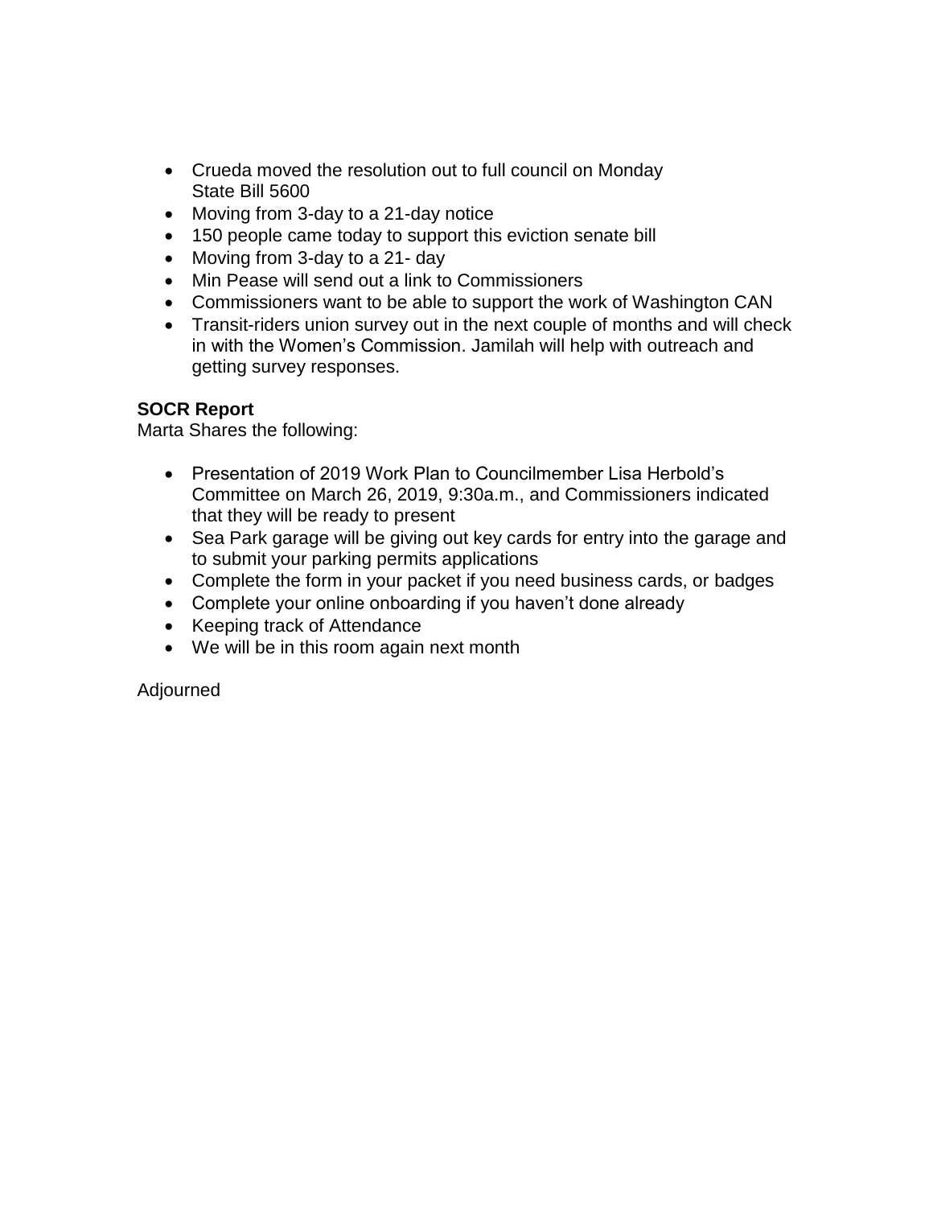- Crueda moved the resolution out to full council on Monday
  State Bill 5600
- Moving from 3-day to a 21-day notice
- 150 people came today to support this eviction senate bill
- Moving from 3-day to a 21- day
- Min Pease will send out a link to Commissioners
- Commissioners want to be able to support the work of Washington CAN
- Transit-riders union survey out in the next couple of months and will check in with the Women's Commission. Jamilah will help with outreach and getting survey responses.

**SOCR Report**
Marta Shares the following:

- Presentation of 2019 Work Plan to Councilmember Lisa Herbold's Committee on March 26, 2019, 9:30a.m., and Commissioners indicated that they will be ready to present
- Sea Park garage will be giving out key cards for entry into the garage and to submit your parking permits applications
- Complete the form in your packet if you need business cards, or badges
- Complete your online onboarding if you haven't done already
- Keeping track of Attendance
- We will be in this room again next month

Adjourned